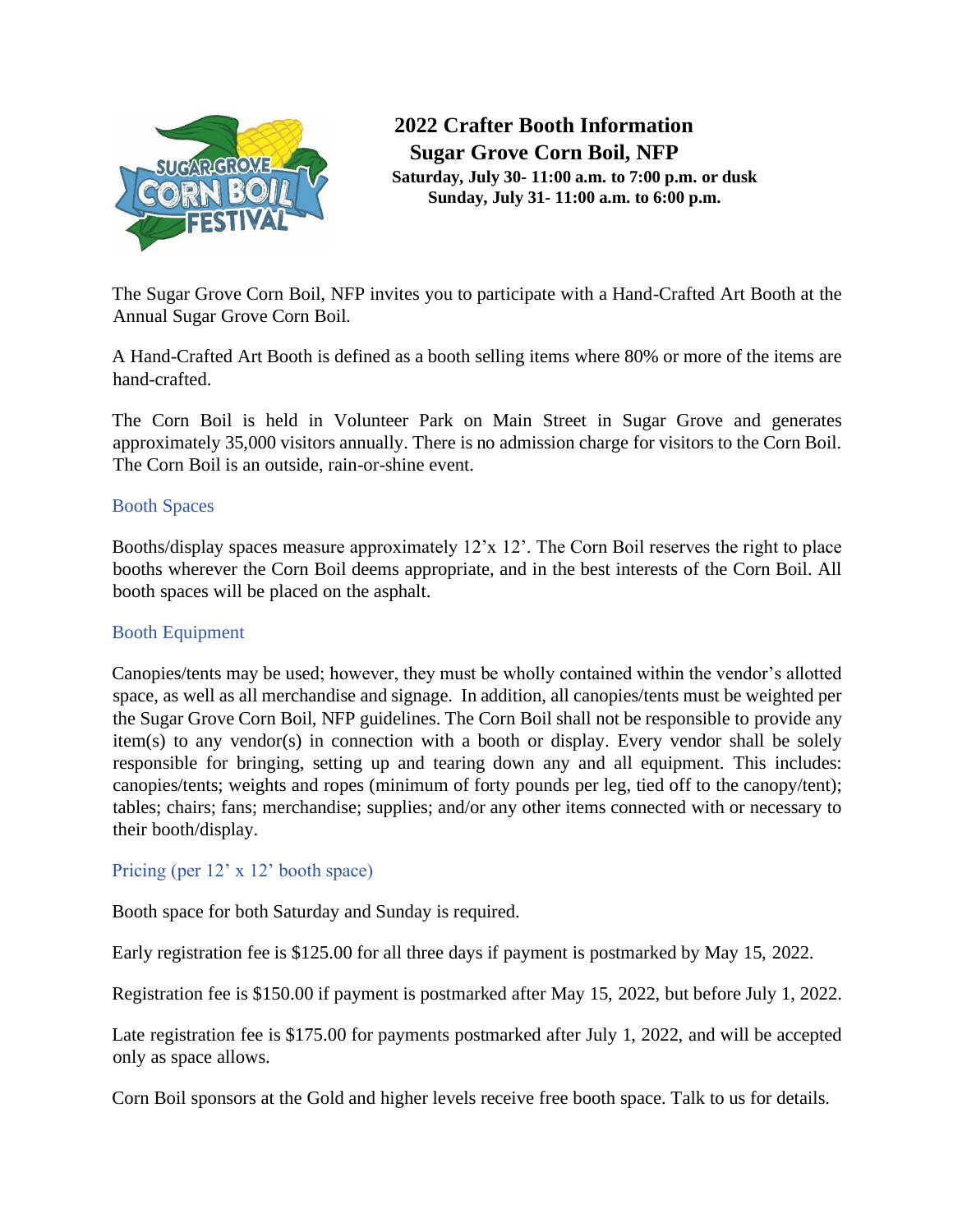# 2022 Crafter Booth Information

## Sugar Grove Corn Boil, NFP

**Saturday, July 30- 11:00 a.m. to 7:00 p.m. or dusk**
**Sunday, July 31- 11:00 a.m. to 6:00 p.m.**

The Sugar Grove Corn Boil, NFP invites you to participate with a Hand-Crafted Art Booth at the Annual Sugar Grove Corn Boil.

A Hand-Crafted Art Booth is defined as a booth selling items where 80% or more of the items are hand-crafted.

The Corn Boil is held in Volunteer Park on Main Street in Sugar Grove and generates approximately 35,000 visitors annually. There is no admission charge for visitors to the Corn Boil. The Corn Boil is an outside, rain-or-shine event.

### Booth Spaces

Booths/display spaces measure approximately 12'x 12'. The Corn Boil reserves the right to place booths wherever the Corn Boil deems appropriate, and in the best interests of the Corn Boil. All booth spaces will be placed on the asphalt.

### Booth Equipment

Canopies/tents may be used; however, they must be wholly contained within the vendor's allotted space, as well as all merchandise and signage. In addition, all canopies/tents must be weighted per the Sugar Grove Corn Boil, NFP guidelines. The Corn Boil shall not be responsible to provide any item(s) to any vendor(s) in connection with a booth or display. Every vendor shall be solely responsible for bringing, setting up and tearing down any and all equipment. This includes: canopies/tents; weights and ropes (minimum of forty pounds per leg, tied off to the canopy/tent); tables; chairs; fans; merchandise; supplies; and/or any other items connected with or necessary to their booth/display.

### Pricing (per 12' x 12' booth space)

Booth space for both Saturday and Sunday is required.

Early registration fee is $125.00 for all three days if payment is postmarked by May 15, 2022.

Registration fee is $150.00 if payment is postmarked after May 15, 2022, but before July 1, 2022.

Late registration fee is $175.00 for payments postmarked after July 1, 2022, and will be accepted only as space allows.

Corn Boil sponsors at the Gold and higher levels receive free booth space. Talk to us for details.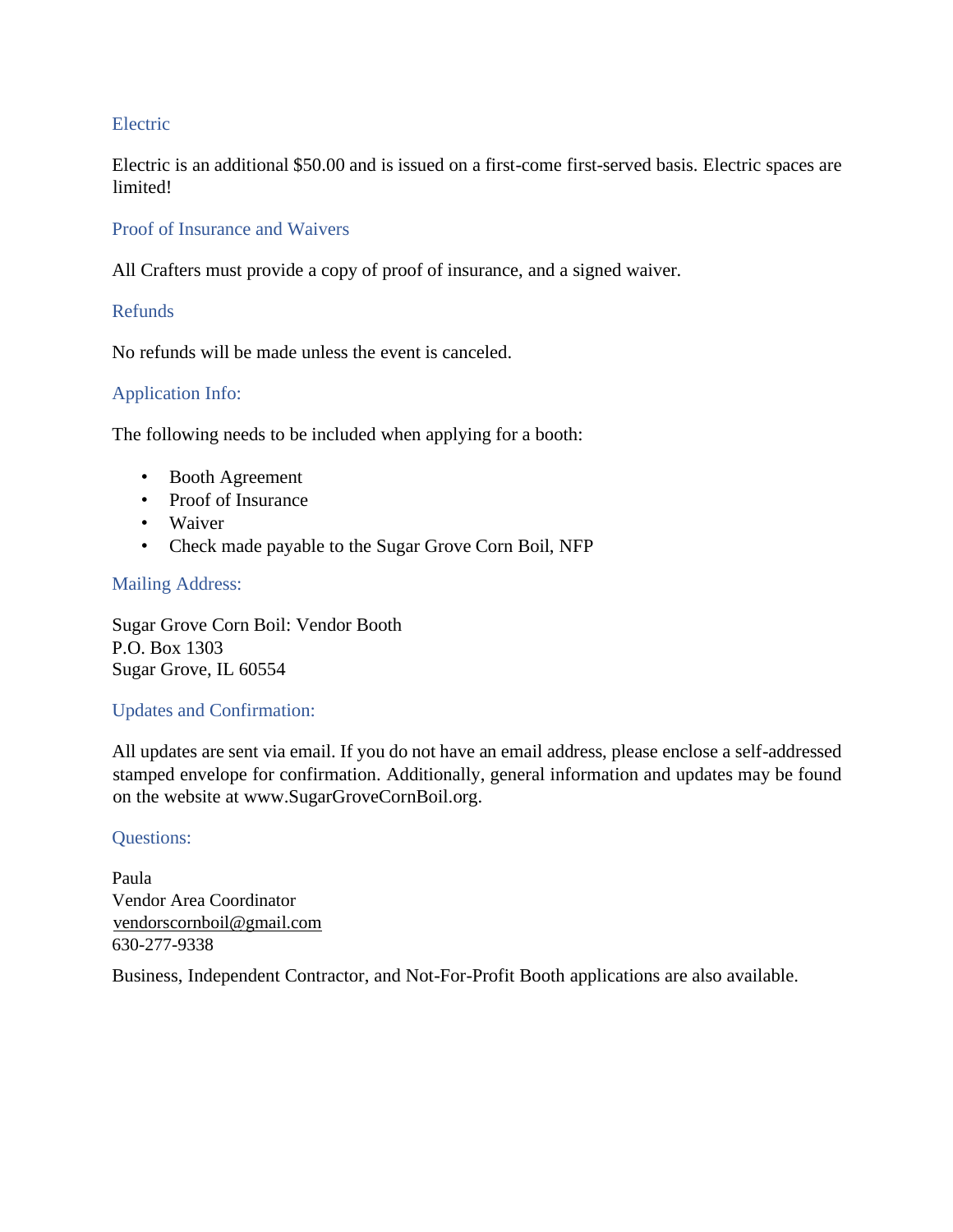## Electric

Electric is an additional $50.00 and is issued on a first-come first-served basis. Electric spaces are limited!

## Proof of Insurance and Waivers

All Crafters must provide a copy of proof of insurance, and a signed waiver.

## Refunds

No refunds will be made unless the event is canceled.

## Application Info:

The following needs to be included when applying for a booth:

- Booth Agreement
- Proof of Insurance
- Waiver
- Check made payable to the Sugar Grove Corn Boil, NFP

## Mailing Address:

Sugar Grove Corn Boil: Vendor Booth
P.O. Box 1303
Sugar Grove, IL 60554

## Updates and Confirmation:

All updates are sent via email. If you do not have an email address, please enclose a self-addressed stamped envelope for confirmation. Additionally, general information and updates may be found on the website at www.SugarGroveCornBoil.org.

## Questions:

Paula
Vendor Area Coordinator
vendorscornboil@gmail.com
630-277-9338

Business, Independent Contractor, and Not-For-Profit Booth applications are also available.